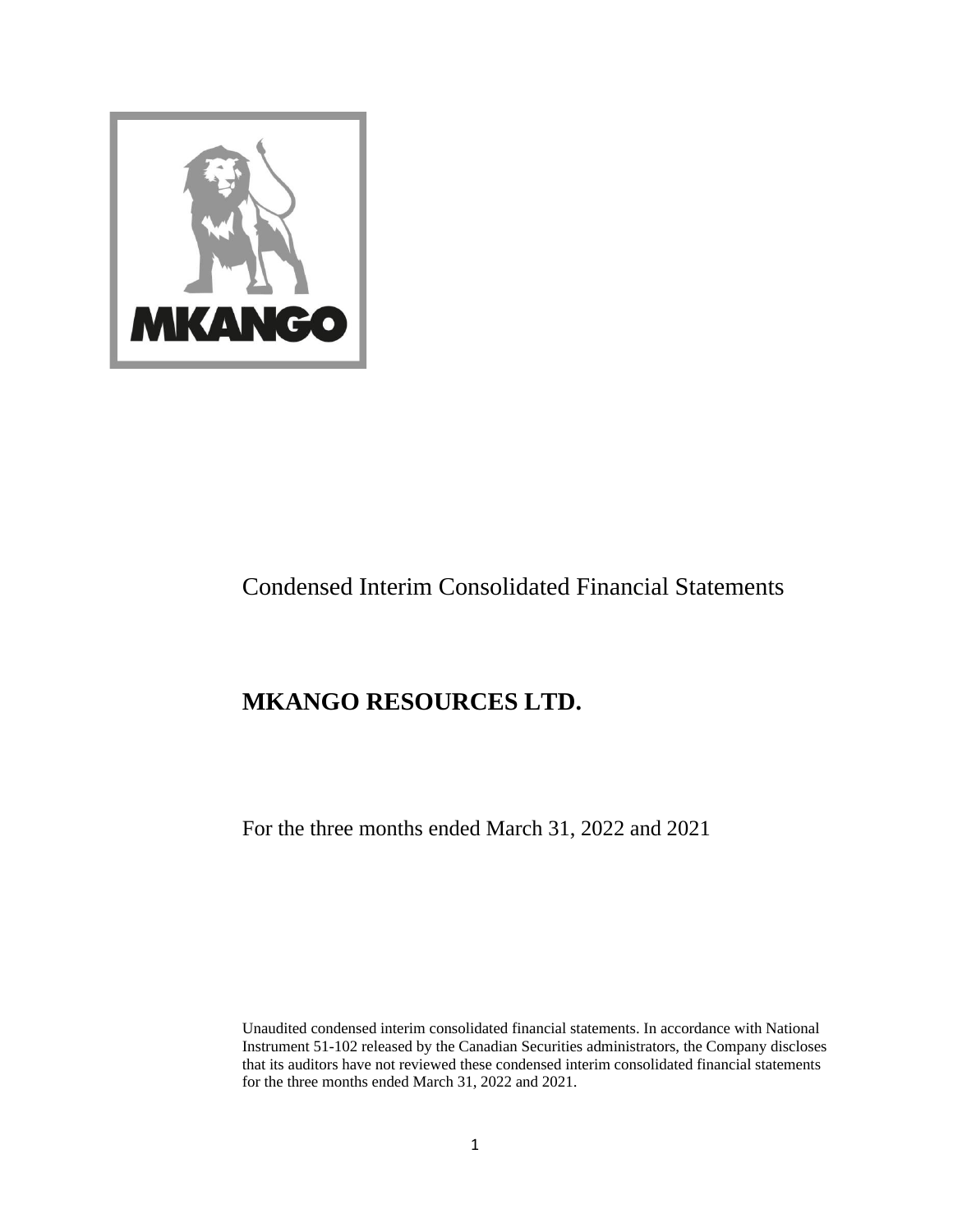Condensed Interim Consolidated Financial Statements

# MKANGO RESOURCES LTD.

For the three months ended March 31, 2022 and 2021

Unaudited condensed interim consolidated financial statements. In accordance with National Instrument 51-102 released by the Canadian Securities administrators, the Company discloses that its auditors have not reviewed these condensed interim consolidated financial statements for the three months ended March 31, 2022 and 2021.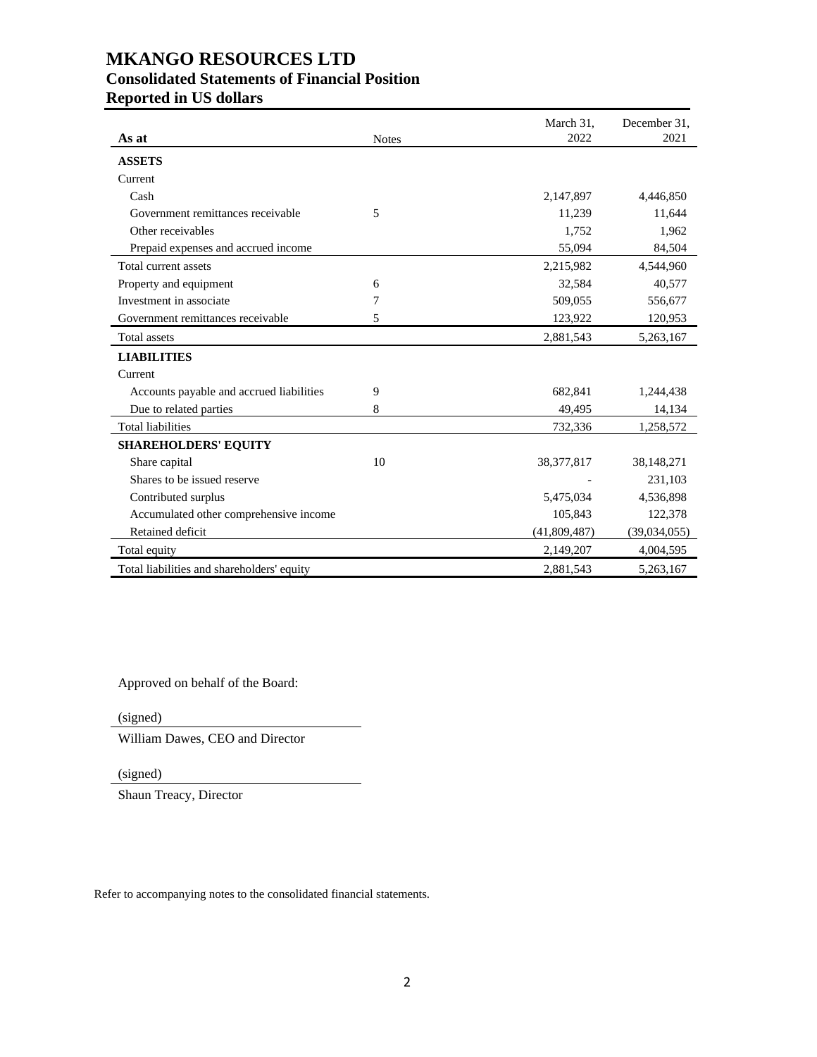# MKANGO RESOURCES LTD

## Consolidated Statements of Financial Position

## Reported in US dollars

| As at | Notes | March 31, 2022 | December 31, 2021 |
|---|---|---|---|
| **ASSETS** | | | |
| Current | | | |
| Cash | | 2,147,897 | 4,446,850 |
| Government remittances receivable | 5 | 11,239 | 11,644 |
| Other receivables | | 1,752 | 1,962 |
| Prepaid expenses and accrued income | | 55,094 | 84,504 |
| Total current assets | | 2,215,982 | 4,544,960 |
| Property and equipment | 6 | 32,584 | 40,577 |
| Investment in associate | 7 | 509,055 | 556,677 |
| Government remittances receivable | 5 | 123,922 | 120,953 |
| Total assets | | 2,881,543 | 5,263,167 |
| **LIABILITIES** | | | |
| Current | | | |
| Accounts payable and accrued liabilities | 9 | 682,841 | 1,244,438 |
| Due to related parties | 8 | 49,495 | 14,134 |
| Total liabilities | | 732,336 | 1,258,572 |
| **SHAREHOLDERS' EQUITY** | | | |
| Share capital | 10 | 38,377,817 | 38,148,271 |
| Shares to be issued reserve | | - | 231,103 |
| Contributed surplus | | 5,475,034 | 4,536,898 |
| Accumulated other comprehensive income | | 105,843 | 122,378 |
| Retained deficit | | (41,809,487) | (39,034,055) |
| Total equity | | 2,149,207 | 4,004,595 |
| Total liabilities and shareholders' equity | | 2,881,543 | 5,263,167 |

Approved on behalf of the Board:

(signed)

William Dawes, CEO and Director

(signed)

Shaun Treacy, Director

Refer to accompanying notes to the consolidated financial statements.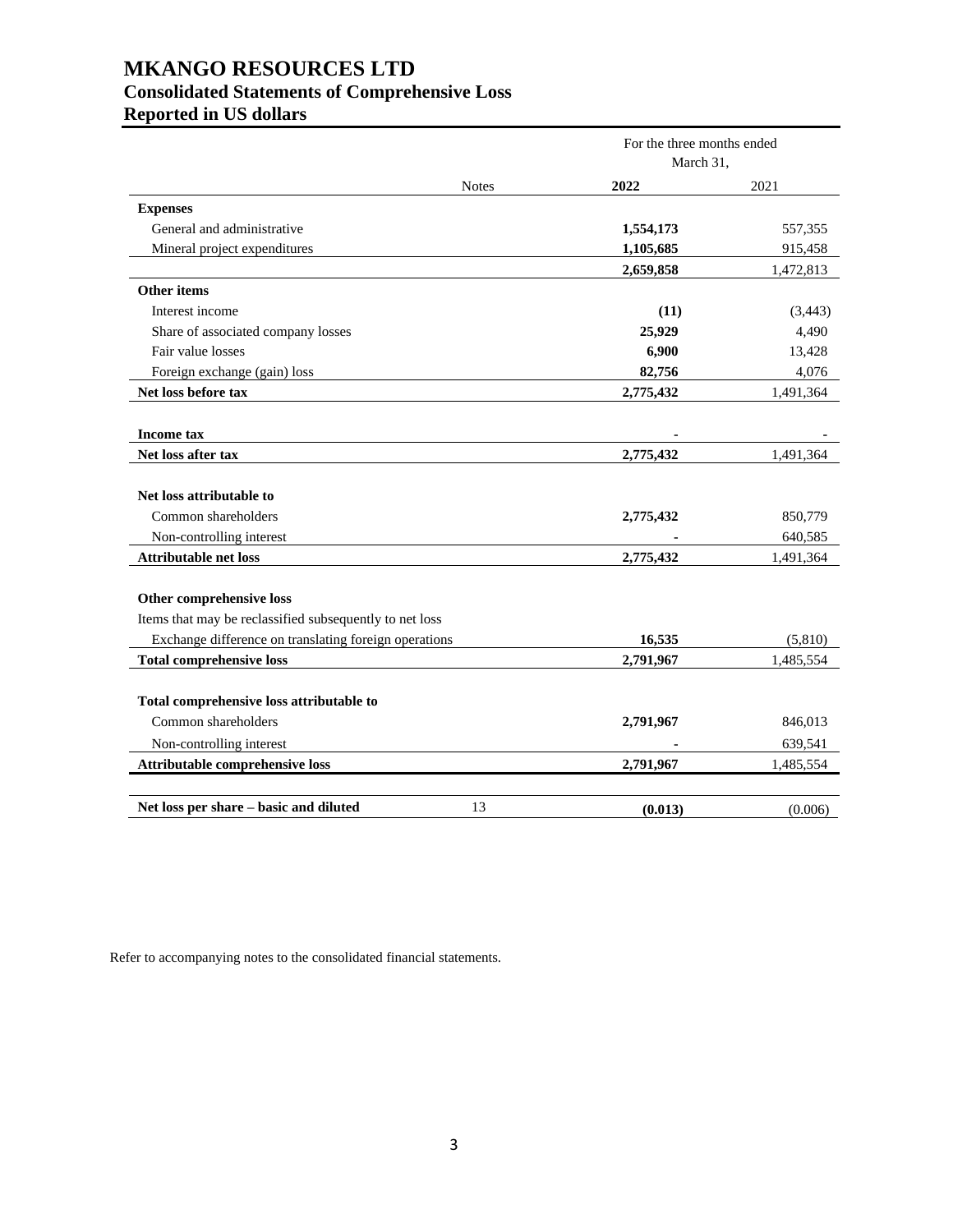# MKANGO RESOURCES LTD
## Consolidated Statements of Comprehensive Loss
## Reported in US dollars

| | Notes | For the three months ended March 31, 2022 | 2021 |
|---|---|---|---|
| **Expenses** | | | |
| General and administrative | | **1,554,173** | 557,355 |
| Mineral project expenditures | | **1,105,685** | 915,458 |
| | | **2,659,858** | 1,472,813 |
| **Other items** | | | |
| Interest income | | **(11)** | (3,443) |
| Share of associated company losses | | **25,929** | 4,490 |
| Fair value losses | | **6,900** | 13,428 |
| Foreign exchange (gain) loss | | **82,756** | 4,076 |
| **Net loss before tax** | | **2,775,432** | 1,491,364 |
| | | | |
| **Income tax** | | **-** | - |
| **Net loss after tax** | | **2,775,432** | 1,491,364 |
| | | | |
| **Net loss attributable to** | | | |
| Common shareholders | | **2,775,432** | 850,779 |
| Non-controlling interest | | **-** | 640,585 |
| **Attributable net loss** | | **2,775,432** | 1,491,364 |
| | | | |
| **Other comprehensive loss** | | | |
| Items that may be reclassified subsequently to net loss | | | |
| Exchange difference on translating foreign operations | | **16,535** | (5,810) |
| **Total comprehensive loss** | | **2,791,967** | 1,485,554 |
| | | | |
| **Total comprehensive loss attributable to** | | | |
| Common shareholders | | **2,791,967** | 846,013 |
| Non-controlling interest | | **-** | 639,541 |
| **Attributable comprehensive loss** | | **2,791,967** | 1,485,554 |
| | | | |
| **Net loss per share – basic and diluted** | 13 | **(0.013)** | (0.006) |

Refer to accompanying notes to the consolidated financial statements.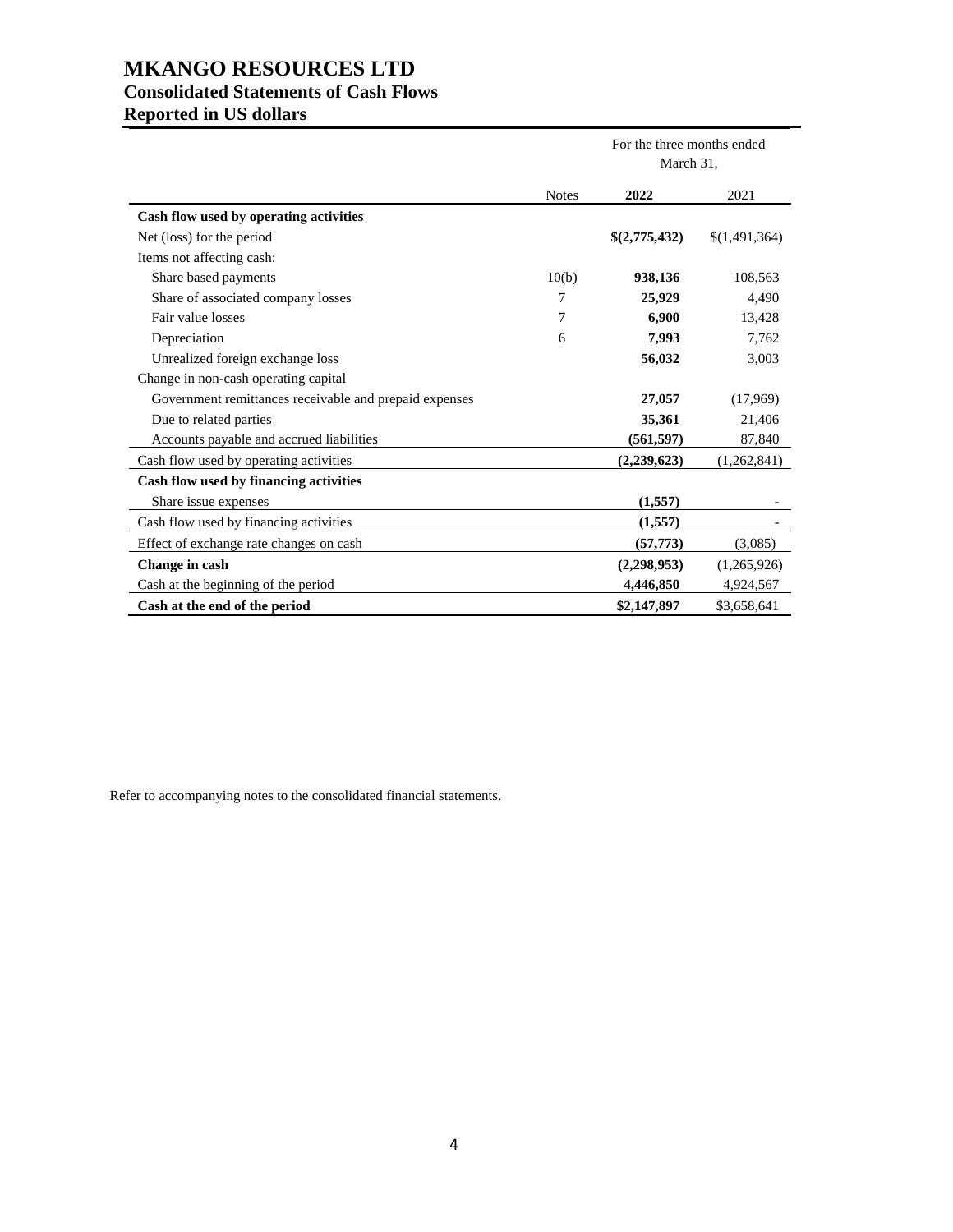# MKANGO RESOURCES LTD
## Consolidated Statements of Cash Flows
## Reported in US dollars

| | | For the three months ended March 31, | |
|---|---|---|---|
| | Notes | **2022** | 2021 |
| **Cash flow used by operating activities** | | | |
| Net (loss) for the period | | **$(2,775,432)** | $(1,491,364) |
| Items not affecting cash: | | | |
| Share based payments | 10(b) | **938,136** | 108,563 |
| Share of associated company losses | 7 | **25,929** | 4,490 |
| Fair value losses | 7 | **6,900** | 13,428 |
| Depreciation | 6 | **7,993** | 7,762 |
| Unrealized foreign exchange loss | | **56,032** | 3,003 |
| Change in non-cash operating capital | | | |
| Government remittances receivable and prepaid expenses | | **27,057** | (17,969) |
| Due to related parties | | **35,361** | 21,406 |
| Accounts payable and accrued liabilities | | **(561,597)** | 87,840 |
| Cash flow used by operating activities | | **(2,239,623)** | (1,262,841) |
| **Cash flow used by financing activities** | | | |
| Share issue expenses | | **(1,557)** | - |
| Cash flow used by financing activities | | **(1,557)** | - |
| Effect of exchange rate changes on cash | | **(57,773)** | (3,085) |
| **Change in cash** | | **(2,298,953)** | (1,265,926) |
| Cash at the beginning of the period | | **4,446,850** | 4,924,567 |
| **Cash at the end of the period** | | **$2,147,897** | $3,658,641 |

Refer to accompanying notes to the consolidated financial statements.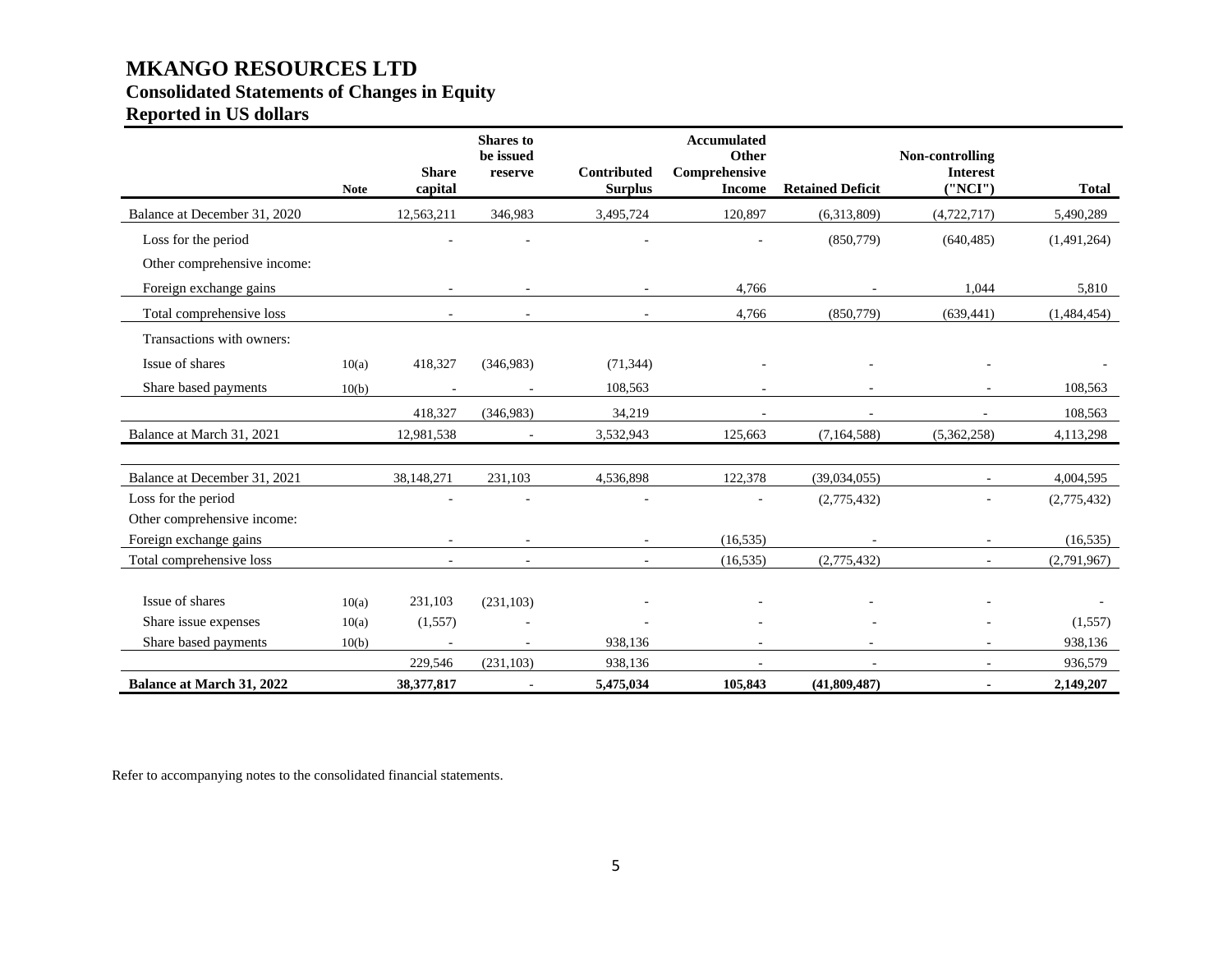# MKANGO RESOURCES LTD

## Consolidated Statements of Changes in Equity

## Reported in US dollars

| | Note | Share capital | Shares to be issued reserve | Contributed Surplus | Accumulated Other Comprehensive Income | Retained Deficit | Non-controlling Interest ("NCI") | Total |
|---|---|---|---|---|---|---|---|---|
| Balance at December 31, 2020 | | 12,563,211 | 346,983 | 3,495,724 | 120,897 | (6,313,809) | (4,722,717) | 5,490,289 |
| Loss for the period | | - | - | - | - | (850,779) | (640,485) | (1,491,264) |
| Other comprehensive income: | | | | | | | | |
| Foreign exchange gains | | - | - | - | 4,766 | - | 1,044 | 5,810 |
| Total comprehensive loss | | - | - | - | 4,766 | (850,779) | (639,441) | (1,484,454) |
| Transactions with owners: | | | | | | | | |
| Issue of shares | 10(a) | 418,327 | (346,983) | (71,344) | - | - | - | - |
| Share based payments | 10(b) | - | - | 108,563 | - | - | - | 108,563 |
| | | 418,327 | (346,983) | 34,219 | - | - | - | 108,563 |
| Balance at March 31, 2021 | | 12,981,538 | - | 3,532,943 | 125,663 | (7,164,588) | (5,362,258) | 4,113,298 |
| | | | | | | | | |
| Balance at December 31, 2021 | | 38,148,271 | 231,103 | 4,536,898 | 122,378 | (39,034,055) | - | 4,004,595 |
| Loss for the period | | - | - | - | - | (2,775,432) | - | (2,775,432) |
| Other comprehensive income: | | | | | | | | |
| Foreign exchange gains | | - | - | - | (16,535) | - | - | (16,535) |
| Total comprehensive loss | | - | - | - | (16,535) | (2,775,432) | - | (2,791,967) |
| Issue of shares | 10(a) | 231,103 | (231,103) | - | - | - | - | - |
| Share issue expenses | 10(a) | (1,557) | - | - | - | - | - | (1,557) |
| Share based payments | 10(b) | - | - | 938,136 | - | - | - | 938,136 |
| | | 229,546 | (231,103) | 938,136 | - | - | - | 936,579 |
| **Balance at March 31, 2022** | | **38,377,817** | **-** | **5,475,034** | **105,843** | **(41,809,487)** | **-** | **2,149,207** |

Refer to accompanying notes to the consolidated financial statements.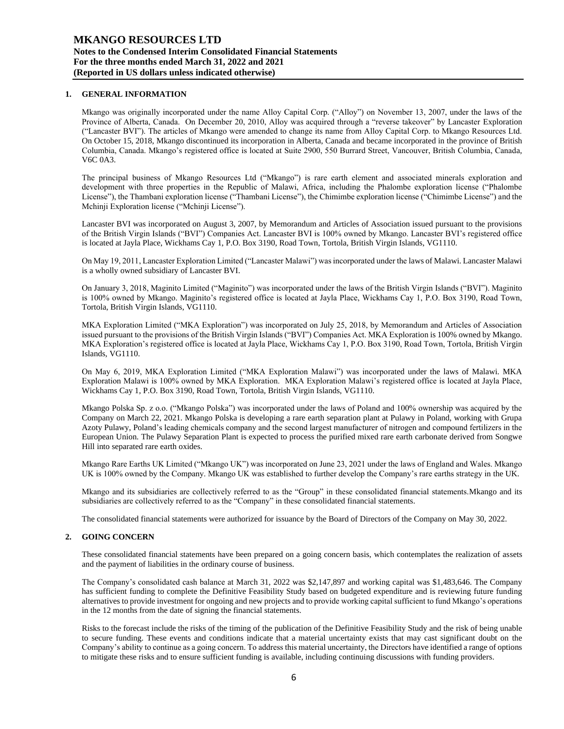## 1. GENERAL INFORMATION

Mkango was originally incorporated under the name Alloy Capital Corp. ("Alloy") on November 13, 2007, under the laws of the Province of Alberta, Canada. On December 20, 2010, Alloy was acquired through a "reverse takeover" by Lancaster Exploration ("Lancaster BVI"). The articles of Mkango were amended to change its name from Alloy Capital Corp. to Mkango Resources Ltd. On October 15, 2018, Mkango discontinued its incorporation in Alberta, Canada and became incorporated in the province of British Columbia, Canada. Mkango's registered office is located at Suite 2900, 550 Burrard Street, Vancouver, British Columbia, Canada, V6C 0A3.

The principal business of Mkango Resources Ltd ("Mkango") is rare earth element and associated minerals exploration and development with three properties in the Republic of Malawi, Africa, including the Phalombe exploration license ("Phalombe License"), the Thambani exploration license ("Thambani License"), the Chimimbe exploration license ("Chimimbe License") and the Mchinji Exploration license ("Mchinji License").

Lancaster BVI was incorporated on August 3, 2007, by Memorandum and Articles of Association issued pursuant to the provisions of the British Virgin Islands ("BVI") Companies Act. Lancaster BVI is 100% owned by Mkango. Lancaster BVI's registered office is located at Jayla Place, Wickhams Cay 1, P.O. Box 3190, Road Town, Tortola, British Virgin Islands, VG1110.

On May 19, 2011, Lancaster Exploration Limited ("Lancaster Malawi") was incorporated under the laws of Malawi. Lancaster Malawi is a wholly owned subsidiary of Lancaster BVI.

On January 3, 2018, Maginito Limited ("Maginito") was incorporated under the laws of the British Virgin Islands ("BVI"). Maginito is 100% owned by Mkango. Maginito's registered office is located at Jayla Place, Wickhams Cay 1, P.O. Box 3190, Road Town, Tortola, British Virgin Islands, VG1110.

MKA Exploration Limited ("MKA Exploration") was incorporated on July 25, 2018, by Memorandum and Articles of Association issued pursuant to the provisions of the British Virgin Islands ("BVI") Companies Act. MKA Exploration is 100% owned by Mkango. MKA Exploration's registered office is located at Jayla Place, Wickhams Cay 1, P.O. Box 3190, Road Town, Tortola, British Virgin Islands, VG1110.

On May 6, 2019, MKA Exploration Limited ("MKA Exploration Malawi") was incorporated under the laws of Malawi. MKA Exploration Malawi is 100% owned by MKA Exploration. MKA Exploration Malawi's registered office is located at Jayla Place, Wickhams Cay 1, P.O. Box 3190, Road Town, Tortola, British Virgin Islands, VG1110.

Mkango Polska Sp. z o.o. ("Mkango Polska") was incorporated under the laws of Poland and 100% ownership was acquired by the Company on March 22, 2021. Mkango Polska is developing a rare earth separation plant at Pulawy in Poland, working with Grupa Azoty Pulawy, Poland's leading chemicals company and the second largest manufacturer of nitrogen and compound fertilizers in the European Union. The Pulawy Separation Plant is expected to process the purified mixed rare earth carbonate derived from Songwe Hill into separated rare earth oxides.

Mkango Rare Earths UK Limited ("Mkango UK") was incorporated on June 23, 2021 under the laws of England and Wales. Mkango UK is 100% owned by the Company. Mkango UK was established to further develop the Company's rare earths strategy in the UK.

Mkango and its subsidiaries are collectively referred to as the "Group" in these consolidated financial statements.Mkango and its subsidiaries are collectively referred to as the "Company" in these consolidated financial statements.

The consolidated financial statements were authorized for issuance by the Board of Directors of the Company on May 30, 2022.

## 2. GOING CONCERN

These consolidated financial statements have been prepared on a going concern basis, which contemplates the realization of assets and the payment of liabilities in the ordinary course of business.

The Company's consolidated cash balance at March 31, 2022 was $2,147,897 and working capital was $1,483,646. The Company has sufficient funding to complete the Definitive Feasibility Study based on budgeted expenditure and is reviewing future funding alternatives to provide investment for ongoing and new projects and to provide working capital sufficient to fund Mkango's operations in the 12 months from the date of signing the financial statements.

Risks to the forecast include the risks of the timing of the publication of the Definitive Feasibility Study and the risk of being unable to secure funding. These events and conditions indicate that a material uncertainty exists that may cast significant doubt on the Company's ability to continue as a going concern. To address this material uncertainty, the Directors have identified a range of options to mitigate these risks and to ensure sufficient funding is available, including continuing discussions with funding providers.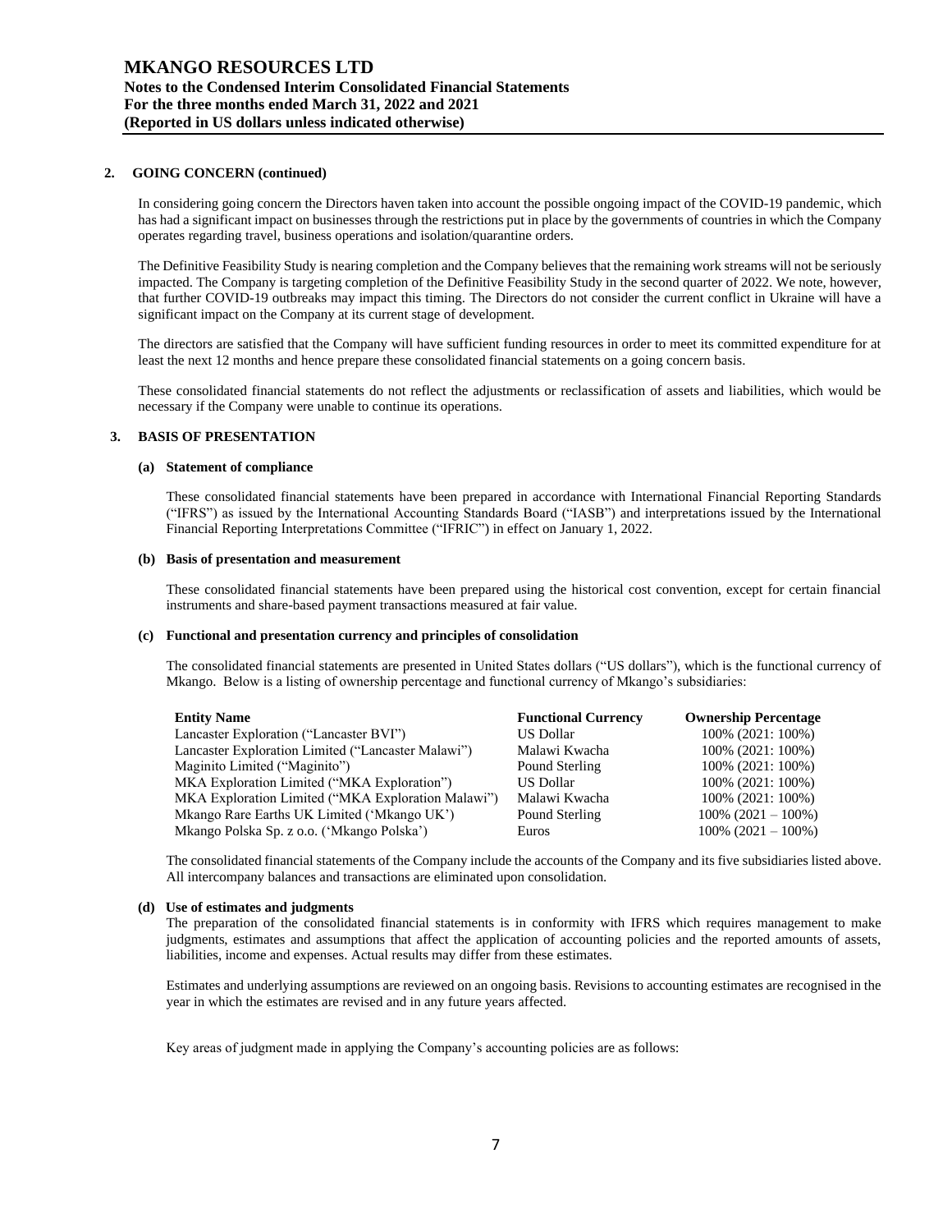## 2. GOING CONCERN (continued)

In considering going concern the Directors haven taken into account the possible ongoing impact of the COVID-19 pandemic, which has had a significant impact on businesses through the restrictions put in place by the governments of countries in which the Company operates regarding travel, business operations and isolation/quarantine orders.

The Definitive Feasibility Study is nearing completion and the Company believes that the remaining work streams will not be seriously impacted. The Company is targeting completion of the Definitive Feasibility Study in the second quarter of 2022. We note, however, that further COVID-19 outbreaks may impact this timing. The Directors do not consider the current conflict in Ukraine will have a significant impact on the Company at its current stage of development.

The directors are satisfied that the Company will have sufficient funding resources in order to meet its committed expenditure for at least the next 12 months and hence prepare these consolidated financial statements on a going concern basis.

These consolidated financial statements do not reflect the adjustments or reclassification of assets and liabilities, which would be necessary if the Company were unable to continue its operations.

## 3. BASIS OF PRESENTATION

### (a) Statement of compliance

These consolidated financial statements have been prepared in accordance with International Financial Reporting Standards ("IFRS") as issued by the International Accounting Standards Board ("IASB") and interpretations issued by the International Financial Reporting Interpretations Committee ("IFRIC") in effect on January 1, 2022.

### (b) Basis of presentation and measurement

These consolidated financial statements have been prepared using the historical cost convention, except for certain financial instruments and share-based payment transactions measured at fair value.

### (c) Functional and presentation currency and principles of consolidation

The consolidated financial statements are presented in United States dollars ("US dollars"), which is the functional currency of Mkango. Below is a listing of ownership percentage and functional currency of Mkango's subsidiaries:

| Entity Name | Functional Currency | Ownership Percentage |
|---|---|---|
| Lancaster Exploration ("Lancaster BVI") | US Dollar | 100% (2021: 100%) |
| Lancaster Exploration Limited ("Lancaster Malawi") | Malawi Kwacha | 100% (2021: 100%) |
| Maginito Limited ("Maginito") | Pound Sterling | 100% (2021: 100%) |
| MKA Exploration Limited ("MKA Exploration") | US Dollar | 100% (2021: 100%) |
| MKA Exploration Limited ("MKA Exploration Malawi") | Malawi Kwacha | 100% (2021: 100%) |
| Mkango Rare Earths UK Limited ('Mkango UK') | Pound Sterling | 100% (2021 – 100%) |
| Mkango Polska Sp. z o.o. ('Mkango Polska') | Euros | 100% (2021 – 100%) |

The consolidated financial statements of the Company include the accounts of the Company and its five subsidiaries listed above. All intercompany balances and transactions are eliminated upon consolidation.

### (d) Use of estimates and judgments

The preparation of the consolidated financial statements is in conformity with IFRS which requires management to make judgments, estimates and assumptions that affect the application of accounting policies and the reported amounts of assets, liabilities, income and expenses. Actual results may differ from these estimates.

Estimates and underlying assumptions are reviewed on an ongoing basis. Revisions to accounting estimates are recognised in the year in which the estimates are revised and in any future years affected.

Key areas of judgment made in applying the Company's accounting policies are as follows: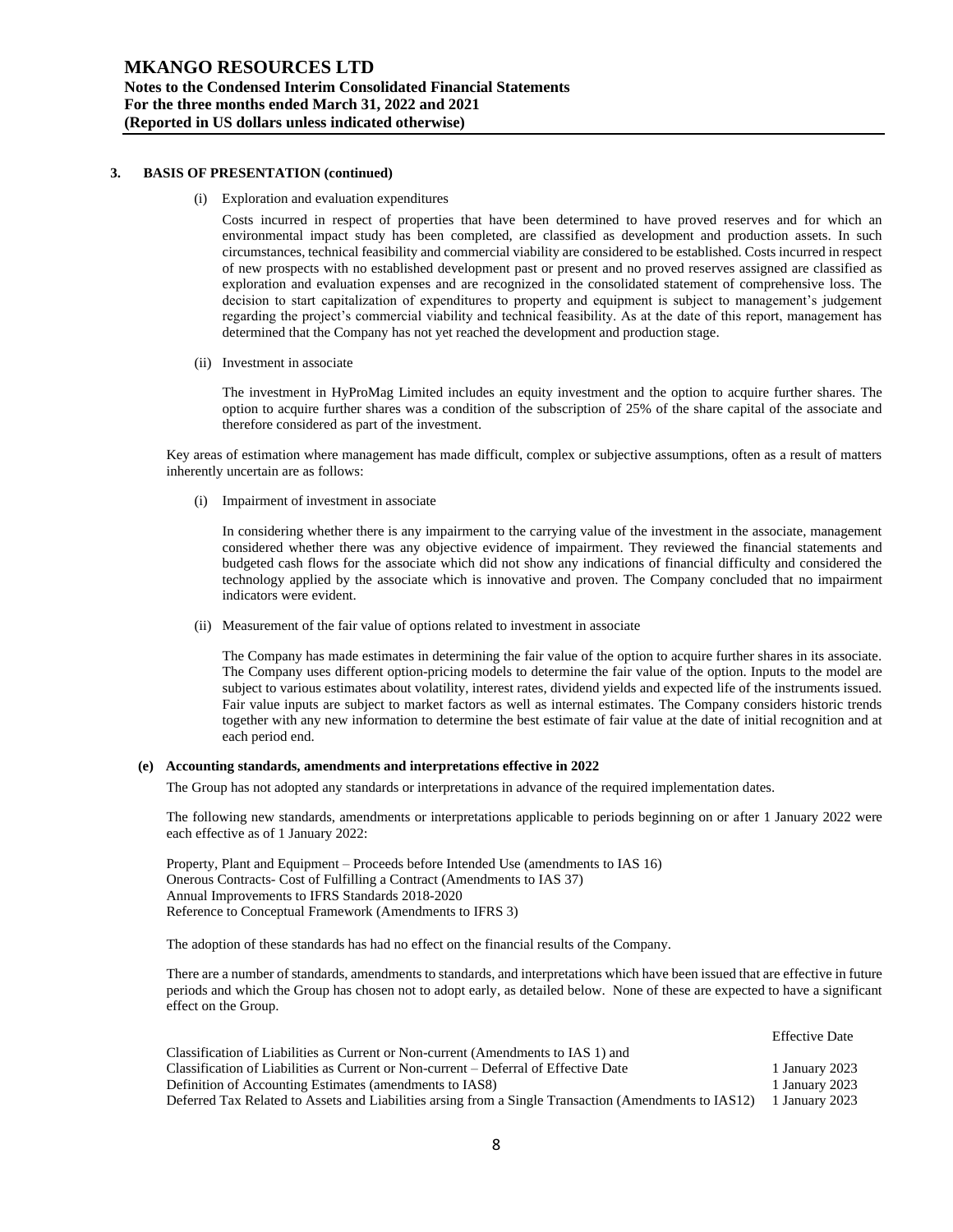### 3. BASIS OF PRESENTATION (continued)

(i) Exploration and evaluation expenditures

Costs incurred in respect of properties that have been determined to have proved reserves and for which an environmental impact study has been completed, are classified as development and production assets. In such circumstances, technical feasibility and commercial viability are considered to be established. Costs incurred in respect of new prospects with no established development past or present and no proved reserves assigned are classified as exploration and evaluation expenses and are recognized in the consolidated statement of comprehensive loss. The decision to start capitalization of expenditures to property and equipment is subject to management's judgement regarding the project's commercial viability and technical feasibility. As at the date of this report, management has determined that the Company has not yet reached the development and production stage.

(ii) Investment in associate

The investment in HyProMag Limited includes an equity investment and the option to acquire further shares. The option to acquire further shares was a condition of the subscription of 25% of the share capital of the associate and therefore considered as part of the investment.

Key areas of estimation where management has made difficult, complex or subjective assumptions, often as a result of matters inherently uncertain are as follows:

(i) Impairment of investment in associate

In considering whether there is any impairment to the carrying value of the investment in the associate, management considered whether there was any objective evidence of impairment. They reviewed the financial statements and budgeted cash flows for the associate which did not show any indications of financial difficulty and considered the technology applied by the associate which is innovative and proven. The Company concluded that no impairment indicators were evident.

(ii) Measurement of the fair value of options related to investment in associate

The Company has made estimates in determining the fair value of the option to acquire further shares in its associate. The Company uses different option-pricing models to determine the fair value of the option. Inputs to the model are subject to various estimates about volatility, interest rates, dividend yields and expected life of the instruments issued. Fair value inputs are subject to market factors as well as internal estimates. The Company considers historic trends together with any new information to determine the best estimate of fair value at the date of initial recognition and at each period end.

**(e) Accounting standards, amendments and interpretations effective in 2022**

The Group has not adopted any standards or interpretations in advance of the required implementation dates.

The following new standards, amendments or interpretations applicable to periods beginning on or after 1 January 2022 were each effective as of 1 January 2022:

Property, Plant and Equipment – Proceeds before Intended Use (amendments to IAS 16)
Onerous Contracts- Cost of Fulfilling a Contract (Amendments to IAS 37)
Annual Improvements to IFRS Standards 2018-2020
Reference to Conceptual Framework (Amendments to IFRS 3)

The adoption of these standards has had no effect on the financial results of the Company.

There are a number of standards, amendments to standards, and interpretations which have been issued that are effective in future periods and which the Group has chosen not to adopt early, as detailed below. None of these are expected to have a significant effect on the Group.

| | Effective Date |
|---|---|
| Classification of Liabilities as Current or Non-current (Amendments to IAS 1) and Classification of Liabilities as Current or Non-current – Deferral of Effective Date | 1 January 2023 |
| Definition of Accounting Estimates (amendments to IAS8) | 1 January 2023 |
| Deferred Tax Related to Assets and Liabilities arsing from a Single Transaction (Amendments to IAS12) | 1 January 2023 |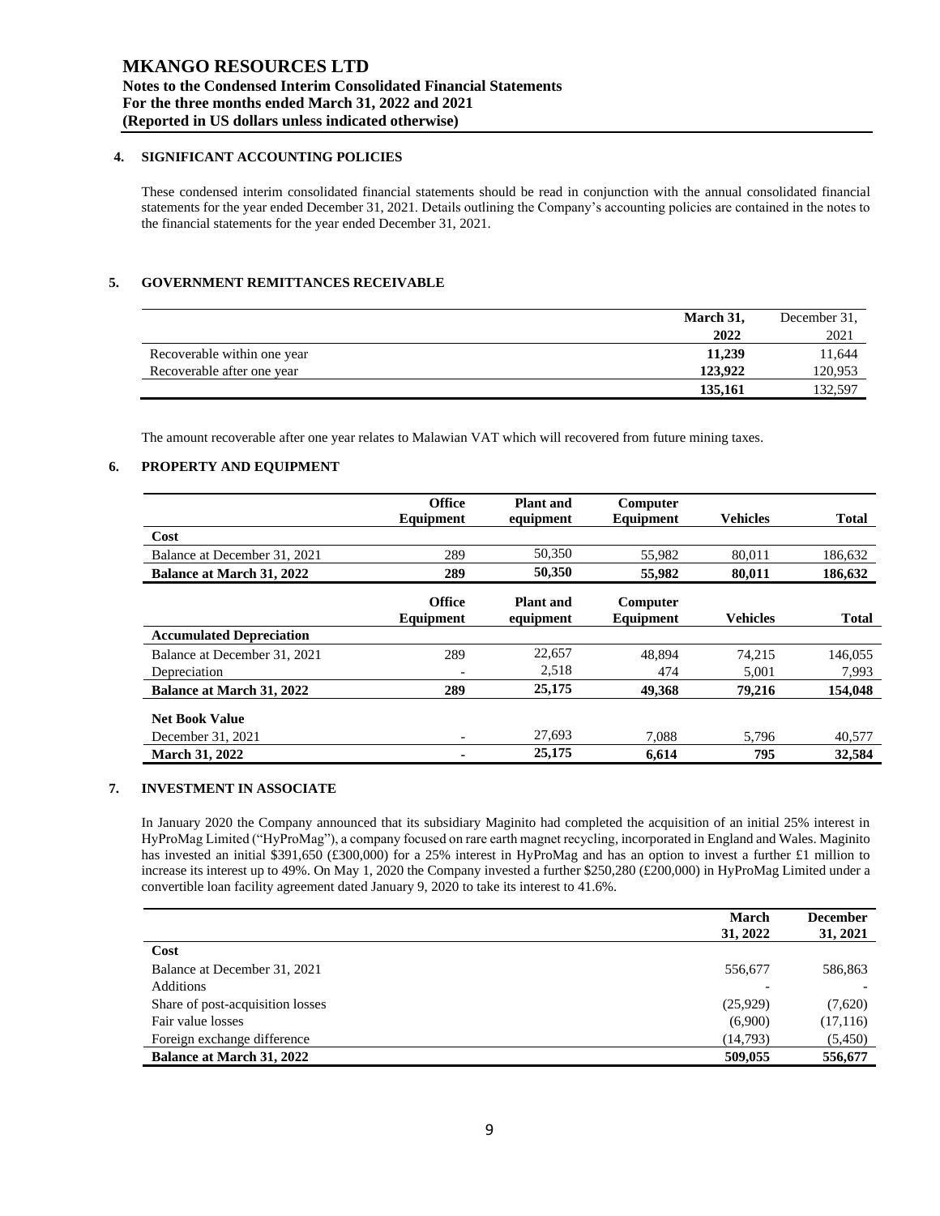## 4. SIGNIFICANT ACCOUNTING POLICIES

These condensed interim consolidated financial statements should be read in conjunction with the annual consolidated financial statements for the year ended December 31, 2021. Details outlining the Company's accounting policies are contained in the notes to the financial statements for the year ended December 31, 2021.

## 5. GOVERNMENT REMITTANCES RECEIVABLE

| | March 31, 2022 | December 31, 2021 |
|---|---|---|
| Recoverable within one year | **11,239** | 11,644 |
| Recoverable after one year | **123,922** | 120,953 |
| | **135,161** | 132,597 |

The amount recoverable after one year relates to Malawian VAT which will recovered from future mining taxes.

## 6. PROPERTY AND EQUIPMENT

| | Office Equipment | Plant and equipment | Computer Equipment | Vehicles | Total |
|---|---|---|---|---|---|
| **Cost** | | | | | |
| Balance at December 31, 2021 | 289 | 50,350 | 55,982 | 80,011 | 186,632 |
| **Balance at March 31, 2022** | **289** | **50,350** | **55,982** | **80,011** | **186,632** |

| | Office Equipment | Plant and equipment | Computer Equipment | Vehicles | Total |
|---|---|---|---|---|---|
| **Accumulated Depreciation** | | | | | |
| Balance at December 31, 2021 | 289 | 22,657 | 48,894 | 74,215 | 146,055 |
| Depreciation | - | 2,518 | 474 | 5,001 | 7,993 |
| **Balance at March 31, 2022** | **289** | **25,175** | **49,368** | **79,216** | **154,048** |
| | | | | | |
| **Net Book Value** | | | | | |
| December 31, 2021 | - | 27,693 | 7,088 | 5,796 | 40,577 |
| **March 31, 2022** | **-** | **25,175** | **6,614** | **795** | **32,584** |

## 7. INVESTMENT IN ASSOCIATE

In January 2020 the Company announced that its subsidiary Maginito had completed the acquisition of an initial 25% interest in HyProMag Limited ("HyProMag"), a company focused on rare earth magnet recycling, incorporated in England and Wales. Maginito has invested an initial $391,650 (£300,000) for a 25% interest in HyProMag and has an option to invest a further £1 million to increase its interest up to 49%. On May 1, 2020 the Company invested a further $250,280 (£200,000) in HyProMag Limited under a convertible loan facility agreement dated January 9, 2020 to take its interest to 41.6%.

| | March 31, 2022 | December 31, 2021 |
|---|---|---|
| **Cost** | | |
| Balance at December 31, 2021 | 556,677 | 586,863 |
| Additions | - | - |
| Share of post-acquisition losses | (25,929) | (7,620) |
| Fair value losses | (6,900) | (17,116) |
| Foreign exchange difference | (14,793) | (5,450) |
| **Balance at March 31, 2022** | **509,055** | **556,677** |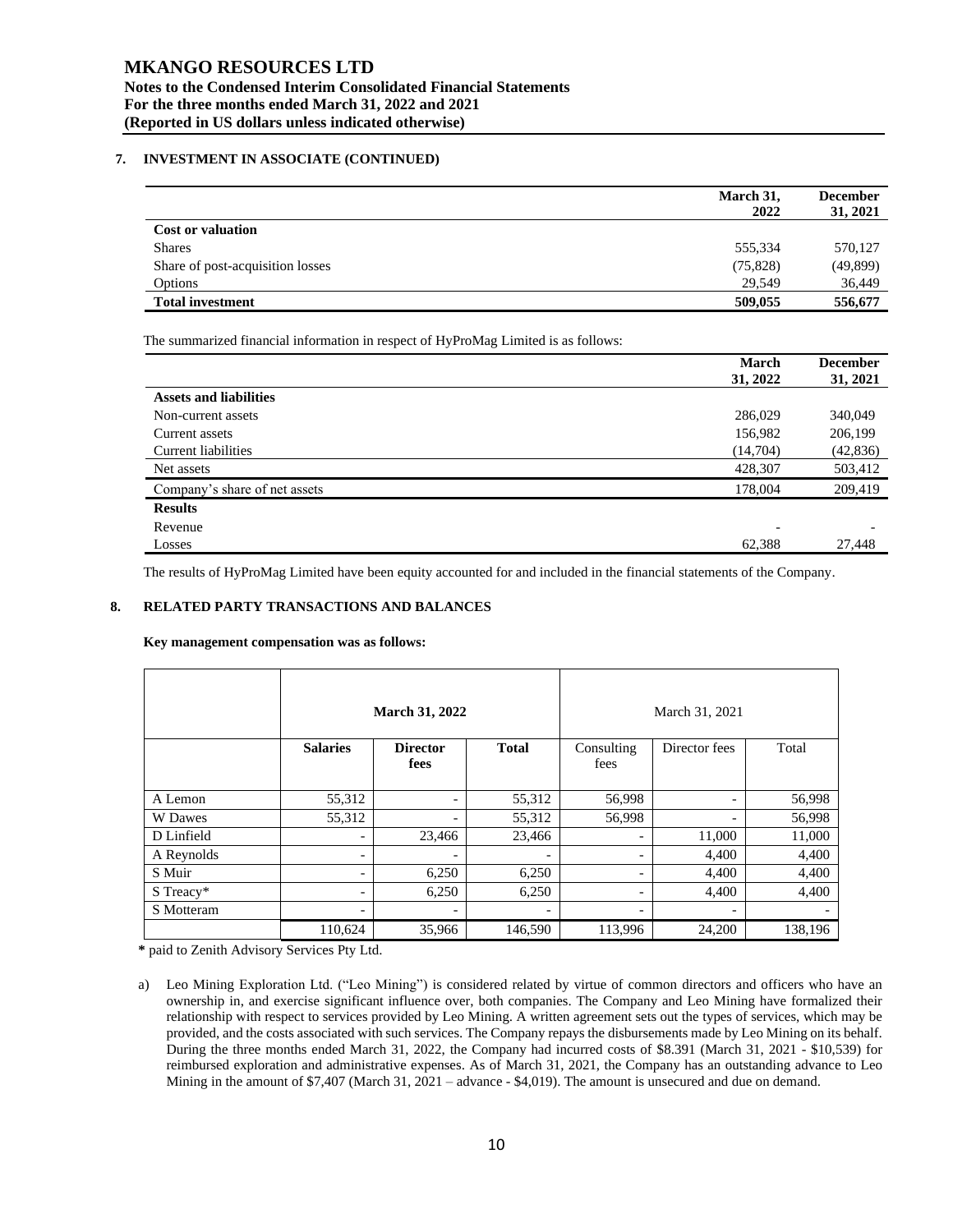# MKANGO RESOURCES LTD

**Notes to the Condensed Interim Consolidated Financial Statements**
**For the three months ended March 31, 2022 and 2021**
**(Reported in US dollars unless indicated otherwise)**

## 7. INVESTMENT IN ASSOCIATE (CONTINUED)

| | March 31, 2022 | December 31, 2021 |
|---|---|---|
| **Cost or valuation** | | |
| Shares | 555,334 | 570,127 |
| Share of post-acquisition losses | (75,828) | (49,899) |
| Options | 29,549 | 36,449 |
| **Total investment** | **509,055** | **556,677** |

The summarized financial information in respect of HyProMag Limited is as follows:

| | March 31, 2022 | December 31, 2021 |
|---|---|---|
| **Assets and liabilities** | | |
| Non-current assets | 286,029 | 340,049 |
| Current assets | 156,982 | 206,199 |
| Current liabilities | (14,704) | (42,836) |
| Net assets | 428,307 | 503,412 |
| Company's share of net assets | 178,004 | 209,419 |
| **Results** | | |
| Revenue | - | - |
| Losses | 62,388 | 27,448 |

The results of HyProMag Limited have been equity accounted for and included in the financial statements of the Company.

## 8. RELATED PARTY TRANSACTIONS AND BALANCES

**Key management compensation was as follows:**

| | **March 31, 2022** | | | March 31, 2021 | | |
|---|---|---|---|---|---|---|
| | **Salaries** | **Director fees** | **Total** | Consulting fees | Director fees | Total |
| A Lemon | 55,312 | - | 55,312 | 56,998 | - | 56,998 |
| W Dawes | 55,312 | - | 55,312 | 56,998 | - | 56,998 |
| D Linfield | - | 23,466 | 23,466 | - | 11,000 | 11,000 |
| A Reynolds | - | - | - | - | 4,400 | 4,400 |
| S Muir | - | 6,250 | 6,250 | - | 4,400 | 4,400 |
| S Treacy* | - | 6,250 | 6,250 | - | 4,400 | 4,400 |
| S Motteram | - | - | - | - | - | - |
| | 110,624 | 35,966 | 146,590 | 113,996 | 24,200 | 138,196 |

**\*** paid to Zenith Advisory Services Pty Ltd.

a) Leo Mining Exploration Ltd. ("Leo Mining") is considered related by virtue of common directors and officers who have an ownership in, and exercise significant influence over, both companies. The Company and Leo Mining have formalized their relationship with respect to services provided by Leo Mining. A written agreement sets out the types of services, which may be provided, and the costs associated with such services. The Company repays the disbursements made by Leo Mining on its behalf. During the three months ended March 31, 2022, the Company had incurred costs of $8.391 (March 31, 2021 - $10,539) for reimbursed exploration and administrative expenses. As of March 31, 2021, the Company has an outstanding advance to Leo Mining in the amount of $7,407 (March 31, 2021 – advance - $4,019). The amount is unsecured and due on demand.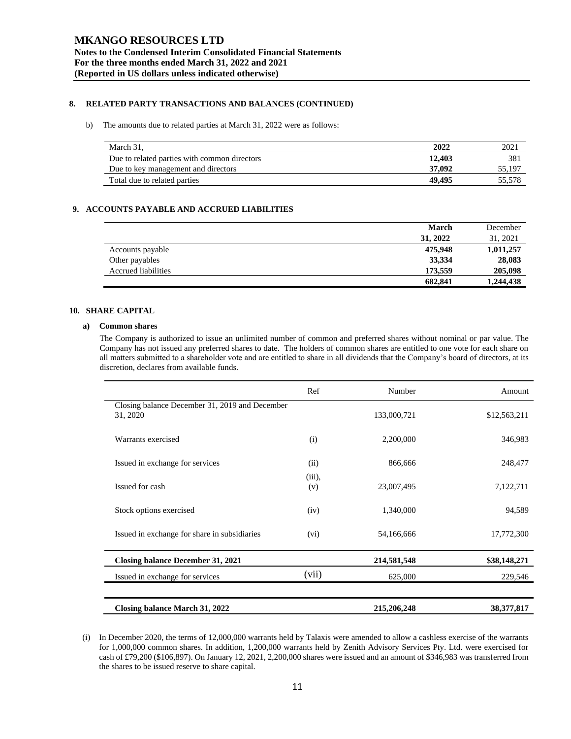## 8. RELATED PARTY TRANSACTIONS AND BALANCES (CONTINUED)

b) The amounts due to related parties at March 31, 2022 were as follows:

| March 31, | 2022 | 2021 |
|---|---|---|
| Due to related parties with common directors | **12,403** | 381 |
| Due to key management and directors | **37,092** | 55,197 |
| Total due to related parties | **49,495** | 55,578 |

## 9. ACCOUNTS PAYABLE AND ACCRUED LIABILITIES

| | **March 31, 2022** | December 31, 2021 |
|---|---|---|
| Accounts payable | **475,948** | **1,011,257** |
| Other payables | **33,334** | **28,083** |
| Accrued liabilities | **173,559** | **205,098** |
| | **682,841** | **1,244,438** |

## 10. SHARE CAPITAL

### a) Common shares

The Company is authorized to issue an unlimited number of common and preferred shares without nominal or par value. The Company has not issued any preferred shares to date. The holders of common shares are entitled to one vote for each share on all matters submitted to a shareholder vote and are entitled to share in all dividends that the Company's board of directors, at its discretion, declares from available funds.

| | Ref | Number | Amount |
|---|---|---|---|
| Closing balance December 31, 2019 and December 31, 2020 | | 133,000,721 | $12,563,211 |
| Warrants exercised | (i) | 2,200,000 | 346,983 |
| Issued in exchange for services | (ii) | 866,666 | 248,477 |
| Issued for cash | (iii), (v) | 23,007,495 | 7,122,711 |
| Stock options exercised | (iv) | 1,340,000 | 94,589 |
| Issued in exchange for share in subsidiaries | (vi) | 54,166,666 | 17,772,300 |
| **Closing balance December 31, 2021** | | **214,581,548** | **$38,148,271** |
| Issued in exchange for services | (vii) | 625,000 | 229,546 |
| **Closing balance March 31, 2022** | | **215,206,248** | **38,377,817** |

(i) In December 2020, the terms of 12,000,000 warrants held by Talaxis were amended to allow a cashless exercise of the warrants for 1,000,000 common shares. In addition, 1,200,000 warrants held by Zenith Advisory Services Pty. Ltd. were exercised for cash of £79,200 ($106,897). On January 12, 2021, 2,200,000 shares were issued and an amount of $346,983 was transferred from the shares to be issued reserve to share capital.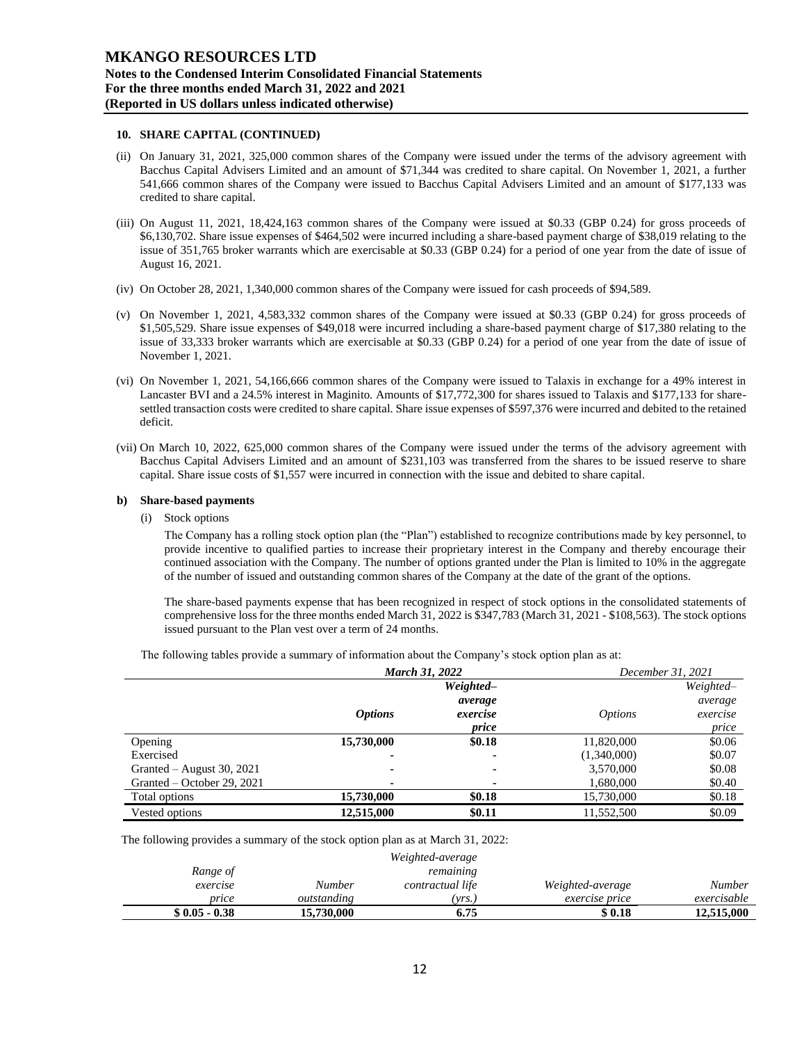## 10. SHARE CAPITAL (CONTINUED)

(ii) On January 31, 2021, 325,000 common shares of the Company were issued under the terms of the advisory agreement with Bacchus Capital Advisers Limited and an amount of $71,344 was credited to share capital. On November 1, 2021, a further 541,666 common shares of the Company were issued to Bacchus Capital Advisers Limited and an amount of $177,133 was credited to share capital.

(iii) On August 11, 2021, 18,424,163 common shares of the Company were issued at $0.33 (GBP 0.24) for gross proceeds of $6,130,702. Share issue expenses of $464,502 were incurred including a share-based payment charge of $38,019 relating to the issue of 351,765 broker warrants which are exercisable at $0.33 (GBP 0.24) for a period of one year from the date of issue of August 16, 2021.

(iv) On October 28, 2021, 1,340,000 common shares of the Company were issued for cash proceeds of $94,589.

(v) On November 1, 2021, 4,583,332 common shares of the Company were issued at $0.33 (GBP 0.24) for gross proceeds of $1,505,529. Share issue expenses of $49,018 were incurred including a share-based payment charge of $17,380 relating to the issue of 33,333 broker warrants which are exercisable at $0.33 (GBP 0.24) for a period of one year from the date of issue of November 1, 2021.

(vi) On November 1, 2021, 54,166,666 common shares of the Company were issued to Talaxis in exchange for a 49% interest in Lancaster BVI and a 24.5% interest in Maginito. Amounts of $17,772,300 for shares issued to Talaxis and $177,133 for share-settled transaction costs were credited to share capital. Share issue expenses of $597,376 were incurred and debited to the retained deficit.

(vii) On March 10, 2022, 625,000 common shares of the Company were issued under the terms of the advisory agreement with Bacchus Capital Advisers Limited and an amount of $231,103 was transferred from the shares to be issued reserve to share capital. Share issue costs of $1,557 were incurred in connection with the issue and debited to share capital.

### b) Share-based payments

(i) Stock options

The Company has a rolling stock option plan (the "Plan") established to recognize contributions made by key personnel, to provide incentive to qualified parties to increase their proprietary interest in the Company and thereby encourage their continued association with the Company. The number of options granted under the Plan is limited to 10% in the aggregate of the number of issued and outstanding common shares of the Company at the date of the grant of the options.

The share-based payments expense that has been recognized in respect of stock options in the consolidated statements of comprehensive loss for the three months ended March 31, 2022 is $347,783 (March 31, 2021 - $108,563). The stock options issued pursuant to the Plan vest over a term of 24 months.

The following tables provide a summary of information about the Company's stock option plan as at:

| | ***March 31, 2022*** | | *December 31, 2021* | |
|---|---|---|---|---|
| | ***Options*** | ***Weighted–average exercise price*** | *Options* | *Weighted–average exercise price* |
| Opening | **15,730,000** | **$0.18** | 11,820,000 | $0.06 |
| Exercised | **-** | **-** | (1,340,000) | $0.07 |
| Granted – August 30, 2021 | **-** | **-** | 3,570,000 | $0.08 |
| Granted – October 29, 2021 | **-** | **-** | 1,680,000 | $0.40 |
| Total options | **15,730,000** | **$0.18** | 15,730,000 | $0.18 |
| Vested options | **12,515,000** | **$0.11** | 11,552,500 | $0.09 |

The following provides a summary of the stock option plan as at March 31, 2022:

| *Range of exercise price* | *Number outstanding* | *Weighted-average remaining contractual life (yrs.)* | *Weighted-average exercise price* | *Number exercisable* |
|---|---|---|---|---|
| **$ 0.05 - 0.38** | **15,730,000** | **6.75** | **$ 0.18** | **12,515,000** |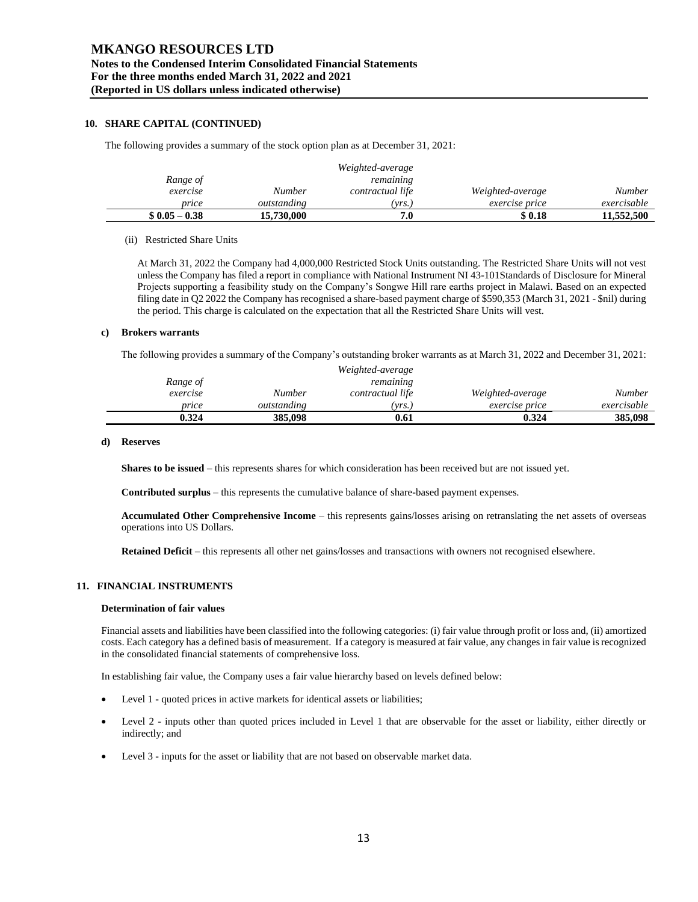## 10. SHARE CAPITAL (CONTINUED)

The following provides a summary of the stock option plan as at December 31, 2021:

| *Range of exercise price* | *Number outstanding* | *Weighted-average remaining contractual life (yrs.)* | *Weighted-average exercise price* | *Number exercisable* |
|---|---|---|---|---|
| **$ 0.05 – 0.38** | **15,730,000** | **7.0** | **$ 0.18** | **11,552,500** |

(ii) Restricted Share Units

At March 31, 2022 the Company had 4,000,000 Restricted Stock Units outstanding. The Restricted Share Units will not vest unless the Company has filed a report in compliance with National Instrument NI 43-101Standards of Disclosure for Mineral Projects supporting a feasibility study on the Company's Songwe Hill rare earths project in Malawi. Based on an expected filing date in Q2 2022 the Company has recognised a share-based payment charge of $590,353 (March 31, 2021 - $nil) during the period. This charge is calculated on the expectation that all the Restricted Share Units will vest.

### c) Brokers warrants

The following provides a summary of the Company's outstanding broker warrants as at March 31, 2022 and December 31, 2021:

| *Range of exercise price* | *Number outstanding* | *Weighted-average remaining contractual life (yrs.)* | *Weighted-average exercise price* | *Number exercisable* |
|---|---|---|---|---|
| **0.324** | **385,098** | **0.61** | **0.324** | **385,098** |

### d) Reserves

**Shares to be issued** – this represents shares for which consideration has been received but are not issued yet.

**Contributed surplus** – this represents the cumulative balance of share-based payment expenses.

**Accumulated Other Comprehensive Income** – this represents gains/losses arising on retranslating the net assets of overseas operations into US Dollars.

**Retained Deficit** – this represents all other net gains/losses and transactions with owners not recognised elsewhere.

## 11. FINANCIAL INSTRUMENTS

### Determination of fair values

Financial assets and liabilities have been classified into the following categories: (i) fair value through profit or loss and, (ii) amortized costs. Each category has a defined basis of measurement. If a category is measured at fair value, any changes in fair value is recognized in the consolidated financial statements of comprehensive loss.

In establishing fair value, the Company uses a fair value hierarchy based on levels defined below:

- Level 1 - quoted prices in active markets for identical assets or liabilities;
- Level 2 - inputs other than quoted prices included in Level 1 that are observable for the asset or liability, either directly or indirectly; and
- Level 3 - inputs for the asset or liability that are not based on observable market data.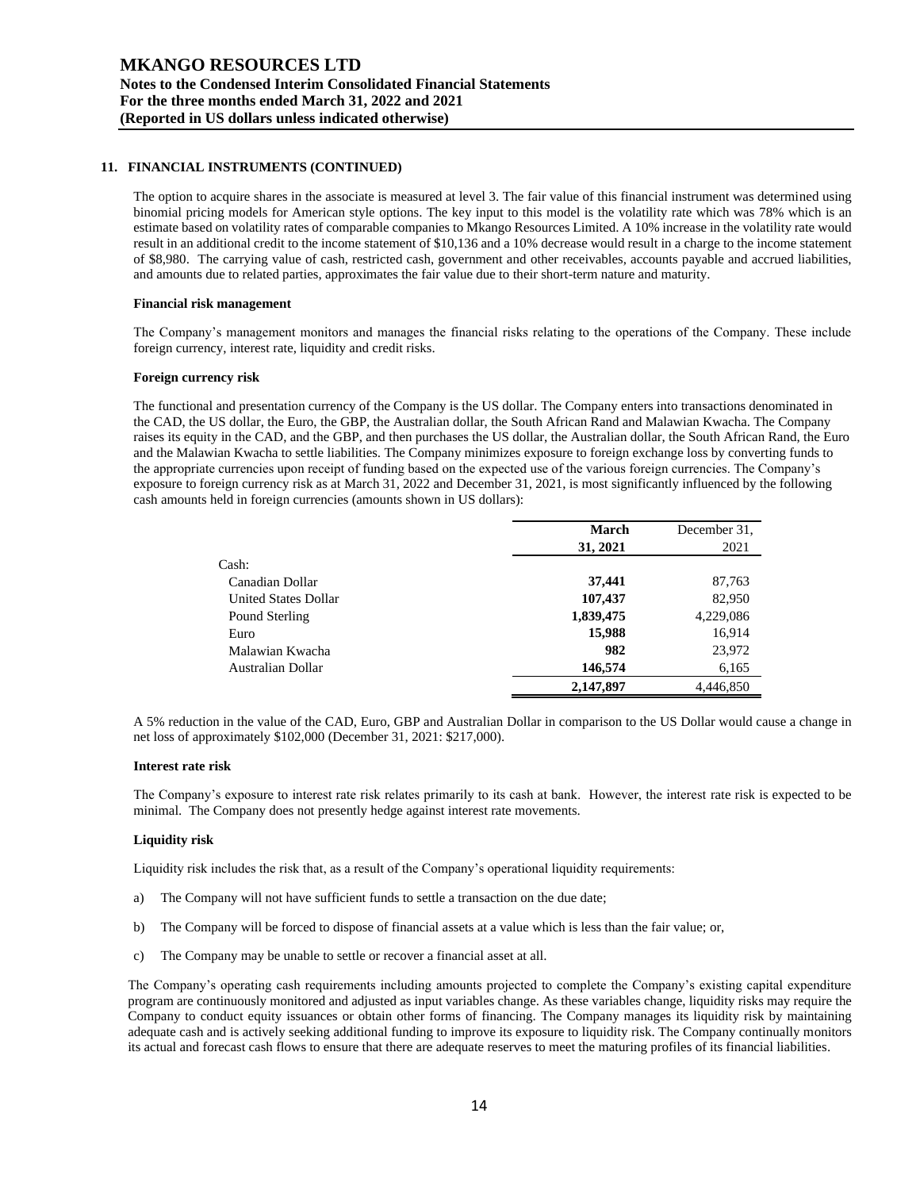## 11. FINANCIAL INSTRUMENTS (CONTINUED)

The option to acquire shares in the associate is measured at level 3. The fair value of this financial instrument was determined using binomial pricing models for American style options. The key input to this model is the volatility rate which was 78% which is an estimate based on volatility rates of comparable companies to Mkango Resources Limited. A 10% increase in the volatility rate would result in an additional credit to the income statement of \$10,136 and a 10% decrease would result in a charge to the income statement of \$8,980. The carrying value of cash, restricted cash, government and other receivables, accounts payable and accrued liabilities, and amounts due to related parties, approximates the fair value due to their short-term nature and maturity.

**Financial risk management**

The Company's management monitors and manages the financial risks relating to the operations of the Company. These include foreign currency, interest rate, liquidity and credit risks.

**Foreign currency risk**

The functional and presentation currency of the Company is the US dollar. The Company enters into transactions denominated in the CAD, the US dollar, the Euro, the GBP, the Australian dollar, the South African Rand and Malawian Kwacha. The Company raises its equity in the CAD, and the GBP, and then purchases the US dollar, the Australian dollar, the South African Rand, the Euro and the Malawian Kwacha to settle liabilities. The Company minimizes exposure to foreign exchange loss by converting funds to the appropriate currencies upon receipt of funding based on the expected use of the various foreign currencies. The Company's exposure to foreign currency risk as at March 31, 2022 and December 31, 2021, is most significantly influenced by the following cash amounts held in foreign currencies (amounts shown in US dollars):

| | **March 31, 2021** | December 31, 2021 |
|---|---|---|
| Cash: | | |
| Canadian Dollar | **37,441** | 87,763 |
| United States Dollar | **107,437** | 82,950 |
| Pound Sterling | **1,839,475** | 4,229,086 |
| Euro | **15,988** | 16,914 |
| Malawian Kwacha | **982** | 23,972 |
| Australian Dollar | **146,574** | 6,165 |
| | **2,147,897** | 4,446,850 |

A 5% reduction in the value of the CAD, Euro, GBP and Australian Dollar in comparison to the US Dollar would cause a change in net loss of approximately \$102,000 (December 31, 2021: \$217,000).

**Interest rate risk**

The Company's exposure to interest rate risk relates primarily to its cash at bank. However, the interest rate risk is expected to be minimal. The Company does not presently hedge against interest rate movements.

**Liquidity risk**

Liquidity risk includes the risk that, as a result of the Company's operational liquidity requirements:

a) The Company will not have sufficient funds to settle a transaction on the due date;

b) The Company will be forced to dispose of financial assets at a value which is less than the fair value; or,

c) The Company may be unable to settle or recover a financial asset at all.

The Company's operating cash requirements including amounts projected to complete the Company's existing capital expenditure program are continuously monitored and adjusted as input variables change. As these variables change, liquidity risks may require the Company to conduct equity issuances or obtain other forms of financing. The Company manages its liquidity risk by maintaining adequate cash and is actively seeking additional funding to improve its exposure to liquidity risk. The Company continually monitors its actual and forecast cash flows to ensure that there are adequate reserves to meet the maturing profiles of its financial liabilities.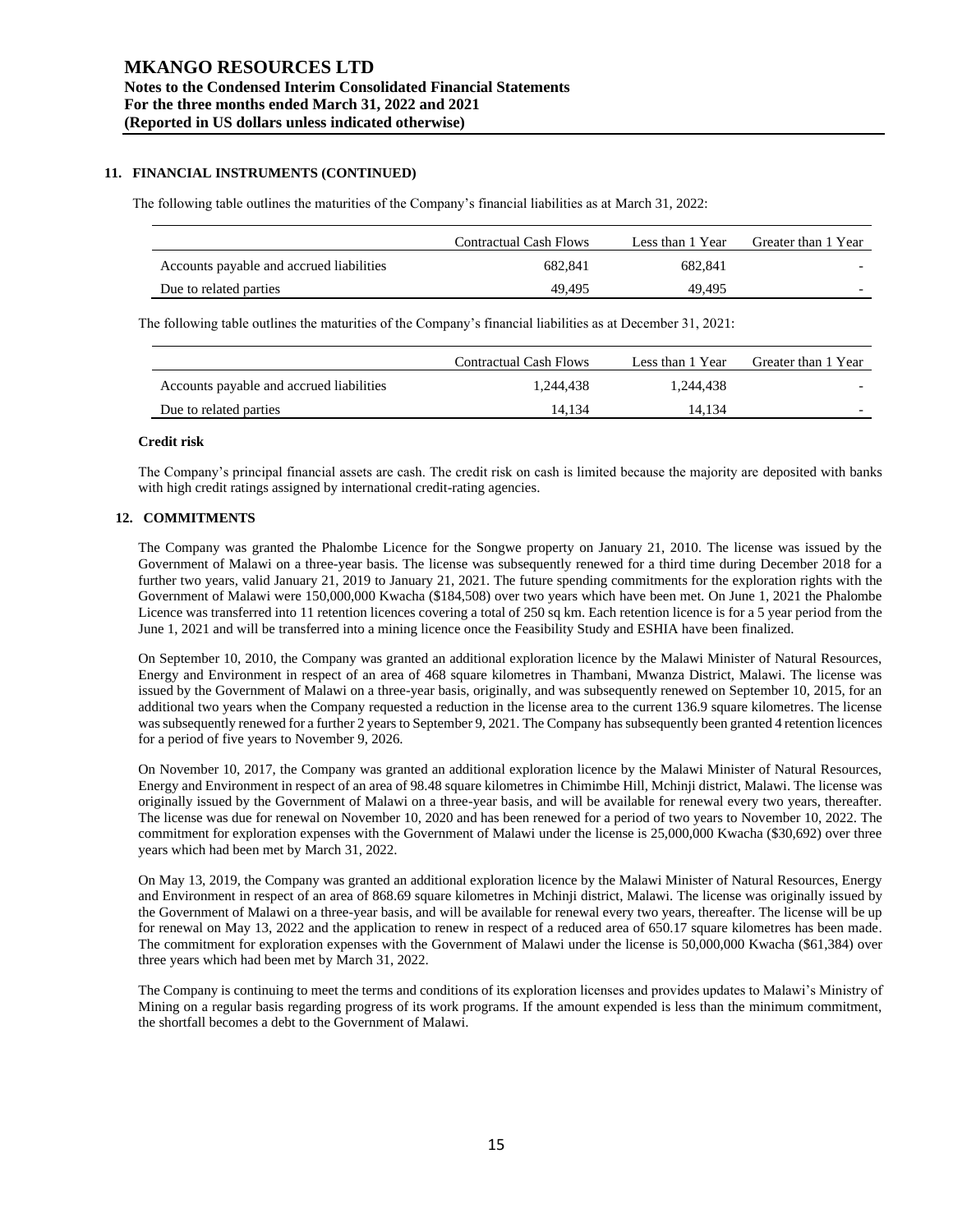## 11. FINANCIAL INSTRUMENTS (CONTINUED)

The following table outlines the maturities of the Company's financial liabilities as at March 31, 2022:

| | Contractual Cash Flows | Less than 1 Year | Greater than 1 Year |
|---|---|---|---|
| Accounts payable and accrued liabilities | 682,841 | 682,841 | - |
| Due to related parties | 49,495 | 49,495 | - |

The following table outlines the maturities of the Company's financial liabilities as at December 31, 2021:

| | Contractual Cash Flows | Less than 1 Year | Greater than 1 Year |
|---|---|---|---|
| Accounts payable and accrued liabilities | 1,244,438 | 1,244,438 | - |
| Due to related parties | 14,134 | 14,134 | - |

**Credit risk**

The Company's principal financial assets are cash. The credit risk on cash is limited because the majority are deposited with banks with high credit ratings assigned by international credit-rating agencies.

## 12. COMMITMENTS

The Company was granted the Phalombe Licence for the Songwe property on January 21, 2010. The license was issued by the Government of Malawi on a three-year basis. The license was subsequently renewed for a third time during December 2018 for a further two years, valid January 21, 2019 to January 21, 2021. The future spending commitments for the exploration rights with the Government of Malawi were 150,000,000 Kwacha ($184,508) over two years which have been met. On June 1, 2021 the Phalombe Licence was transferred into 11 retention licences covering a total of 250 sq km. Each retention licence is for a 5 year period from the June 1, 2021 and will be transferred into a mining licence once the Feasibility Study and ESHIA have been finalized.

On September 10, 2010, the Company was granted an additional exploration licence by the Malawi Minister of Natural Resources, Energy and Environment in respect of an area of 468 square kilometres in Thambani, Mwanza District, Malawi. The license was issued by the Government of Malawi on a three-year basis, originally, and was subsequently renewed on September 10, 2015, for an additional two years when the Company requested a reduction in the license area to the current 136.9 square kilometres. The license was subsequently renewed for a further 2 years to September 9, 2021. The Company has subsequently been granted 4 retention licences for a period of five years to November 9, 2026.

On November 10, 2017, the Company was granted an additional exploration licence by the Malawi Minister of Natural Resources, Energy and Environment in respect of an area of 98.48 square kilometres in Chimimbe Hill, Mchinji district, Malawi. The license was originally issued by the Government of Malawi on a three-year basis, and will be available for renewal every two years, thereafter. The license was due for renewal on November 10, 2020 and has been renewed for a period of two years to November 10, 2022. The commitment for exploration expenses with the Government of Malawi under the license is 25,000,000 Kwacha ($30,692) over three years which had been met by March 31, 2022.

On May 13, 2019, the Company was granted an additional exploration licence by the Malawi Minister of Natural Resources, Energy and Environment in respect of an area of 868.69 square kilometres in Mchinji district, Malawi. The license was originally issued by the Government of Malawi on a three-year basis, and will be available for renewal every two years, thereafter. The license will be up for renewal on May 13, 2022 and the application to renew in respect of a reduced area of 650.17 square kilometres has been made. The commitment for exploration expenses with the Government of Malawi under the license is 50,000,000 Kwacha ($61,384) over three years which had been met by March 31, 2022.

The Company is continuing to meet the terms and conditions of its exploration licenses and provides updates to Malawi's Ministry of Mining on a regular basis regarding progress of its work programs. If the amount expended is less than the minimum commitment, the shortfall becomes a debt to the Government of Malawi.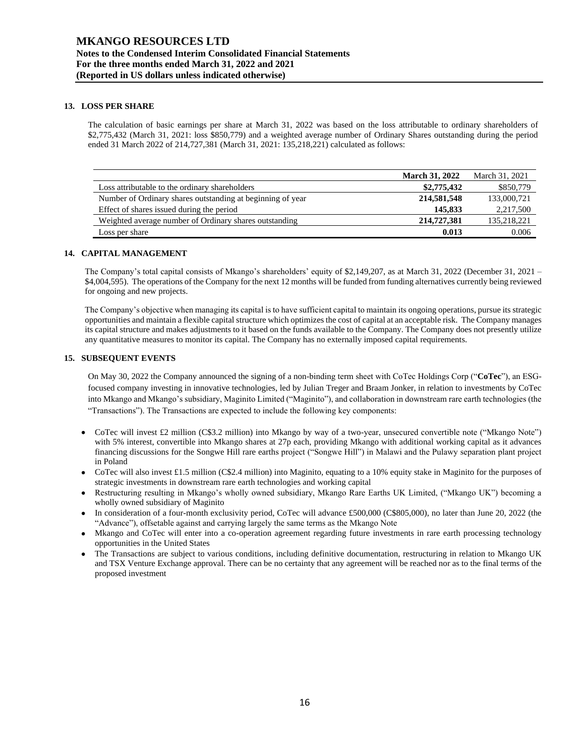## 13. LOSS PER SHARE

The calculation of basic earnings per share at March 31, 2022 was based on the loss attributable to ordinary shareholders of $2,775,432 (March 31, 2021: loss $850,779) and a weighted average number of Ordinary Shares outstanding during the period ended 31 March 2022 of 214,727,381 (March 31, 2021: 135,218,221) calculated as follows:

| | **March 31, 2022** | March 31, 2021 |
|---|---|---|
| Loss attributable to the ordinary shareholders | **$2,775,432** | $850,779 |
| Number of Ordinary shares outstanding at beginning of year | **214,581,548** | 133,000,721 |
| Effect of shares issued during the period | **145,833** | 2,217,500 |
| Weighted average number of Ordinary shares outstanding | **214,727,381** | 135,218,221 |
| Loss per share | **0.013** | 0.006 |

## 14. CAPITAL MANAGEMENT

The Company's total capital consists of Mkango's shareholders' equity of $2,149,207, as at March 31, 2022 (December 31, 2021 – $4,004,595). The operations of the Company for the next 12 months will be funded from funding alternatives currently being reviewed for ongoing and new projects.

The Company's objective when managing its capital is to have sufficient capital to maintain its ongoing operations, pursue its strategic opportunities and maintain a flexible capital structure which optimizes the cost of capital at an acceptable risk. The Company manages its capital structure and makes adjustments to it based on the funds available to the Company. The Company does not presently utilize any quantitative measures to monitor its capital. The Company has no externally imposed capital requirements.

## 15. SUBSEQUENT EVENTS

On May 30, 2022 the Company announced the signing of a non-binding term sheet with CoTec Holdings Corp ("**CoTec**"), an ESG-focused company investing in innovative technologies, led by Julian Treger and Braam Jonker, in relation to investments by CoTec into Mkango and Mkango's subsidiary, Maginito Limited ("Maginito"), and collaboration in downstream rare earth technologies (the "Transactions"). The Transactions are expected to include the following key components:

- CoTec will invest £2 million (C$3.2 million) into Mkango by way of a two-year, unsecured convertible note ("Mkango Note") with 5% interest, convertible into Mkango shares at 27p each, providing Mkango with additional working capital as it advances financing discussions for the Songwe Hill rare earths project ("Songwe Hill") in Malawi and the Pulawy separation plant project in Poland
- CoTec will also invest £1.5 million (C$2.4 million) into Maginito, equating to a 10% equity stake in Maginito for the purposes of strategic investments in downstream rare earth technologies and working capital
- Restructuring resulting in Mkango's wholly owned subsidiary, Mkango Rare Earths UK Limited, ("Mkango UK") becoming a wholly owned subsidiary of Maginito
- In consideration of a four-month exclusivity period, CoTec will advance £500,000 (C$805,000), no later than June 20, 2022 (the "Advance"), offsetable against and carrying largely the same terms as the Mkango Note
- Mkango and CoTec will enter into a co-operation agreement regarding future investments in rare earth processing technology opportunities in the United States
- The Transactions are subject to various conditions, including definitive documentation, restructuring in relation to Mkango UK and TSX Venture Exchange approval. There can be no certainty that any agreement will be reached nor as to the final terms of the proposed investment